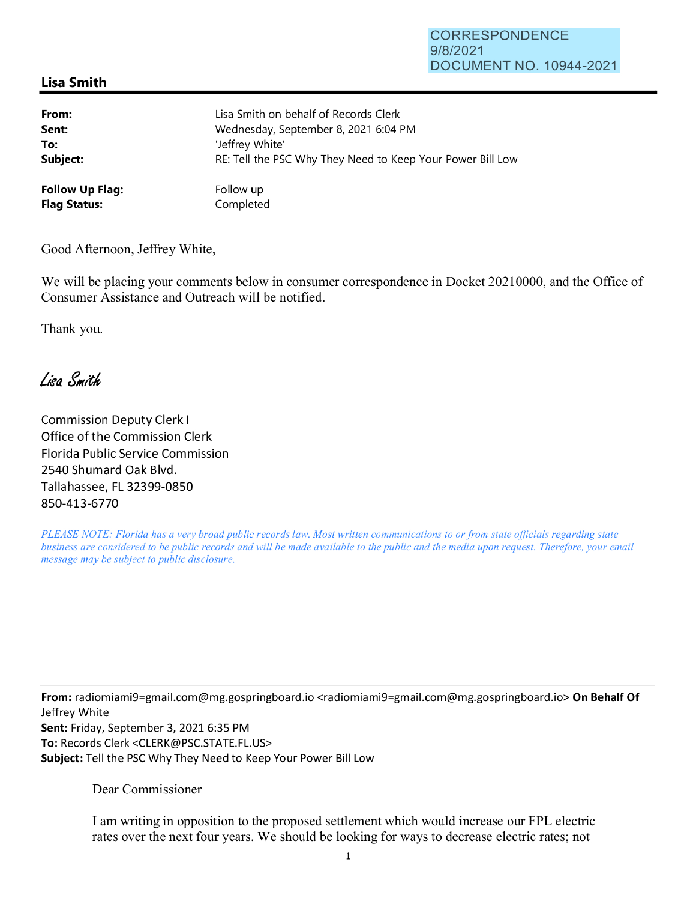CORRESPONDENCE
9/8/2021
DOCUMENT NO. 10944-2021

## Lisa Smith

| | |
|---|---|
| **From:** | Lisa Smith on behalf of Records Clerk |
| **Sent:** | Wednesday, September 8, 2021 6:04 PM |
| **To:** | 'Jeffrey White' |
| **Subject:** | RE: Tell the PSC Why They Need to Keep Your Power Bill Low |
| **Follow Up Flag:** | Follow up |
| **Flag Status:** | Completed |

Good Afternoon, Jeffrey White,

We will be placing your comments below in consumer correspondence in Docket 20210000, and the Office of Consumer Assistance and Outreach will be notified.

Thank you.

*Lisa Smith*

Commission Deputy Clerk I
Office of the Commission Clerk
Florida Public Service Commission
2540 Shumard Oak Blvd.
Tallahassee, FL 32399-0850
850-413-6770

*PLEASE NOTE: Florida has a very broad public records law. Most written communications to or from state officials regarding state business are considered to be public records and will be made available to the public and the media upon request. Therefore, your email message may be subject to public disclosure.*

---

**From:** radiomiami9=gmail.com@mg.gospringboard.io <radiomiami9=gmail.com@mg.gospringboard.io> **On Behalf Of** Jeffrey White
**Sent:** Friday, September 3, 2021 6:35 PM
**To:** Records Clerk <CLERK@PSC.STATE.FL.US>
**Subject:** Tell the PSC Why They Need to Keep Your Power Bill Low

Dear Commissioner

I am writing in opposition to the proposed settlement which would increase our FPL electric rates over the next four years. We should be looking for ways to decrease electric rates; not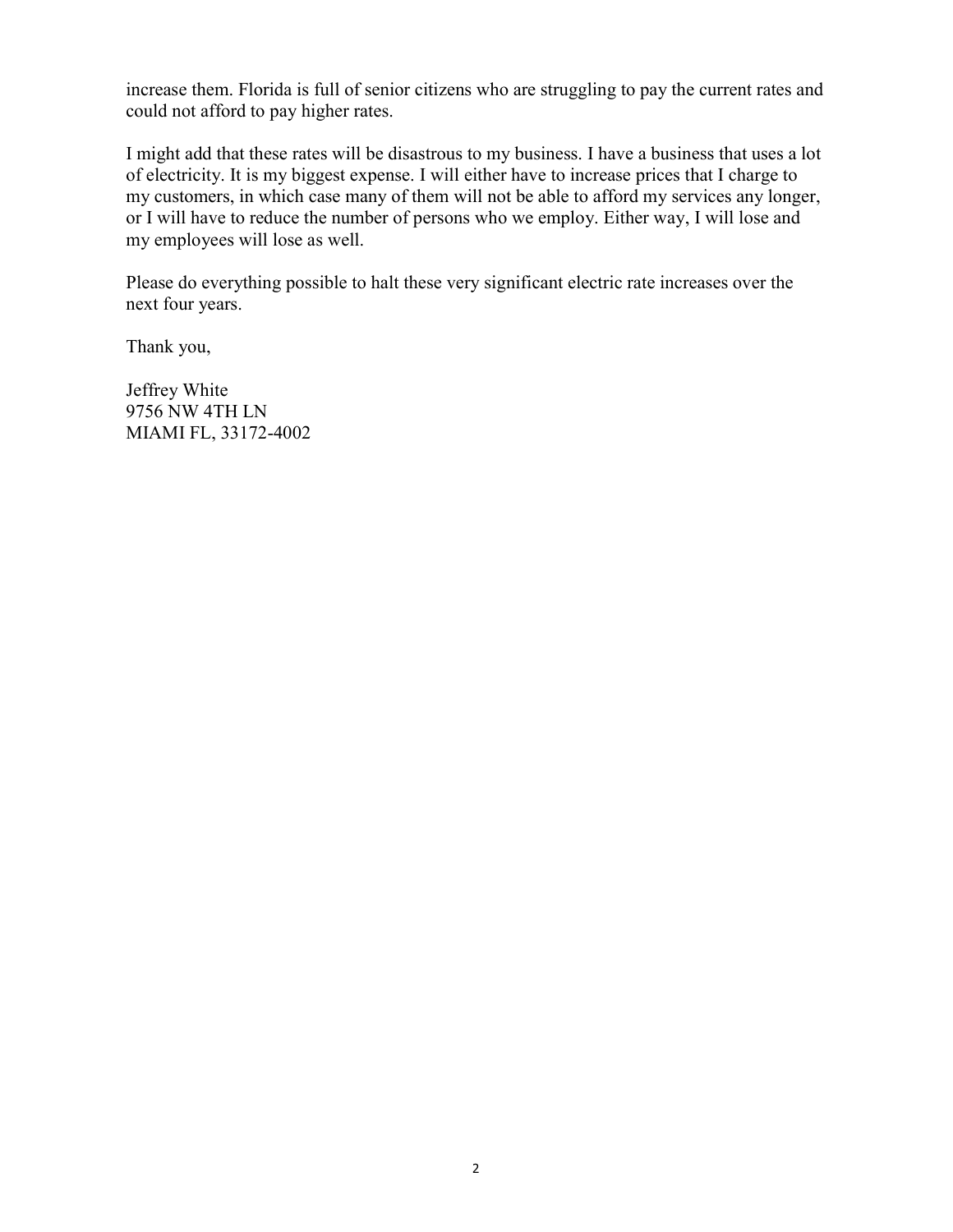increase them. Florida is full of senior citizens who are struggling to pay the current rates and could not afford to pay higher rates.

I might add that these rates will be disastrous to my business. I have a business that uses a lot of electricity. It is my biggest expense. I will either have to increase prices that I charge to my customers, in which case many of them will not be able to afford my services any longer, or I will have to reduce the number of persons who we employ. Either way, I will lose and my employees will lose as well.

Please do everything possible to halt these very significant electric rate increases over the next four years.

Thank you,

Jeffrey White
9756 NW 4TH LN
MIAMI FL, 33172-4002